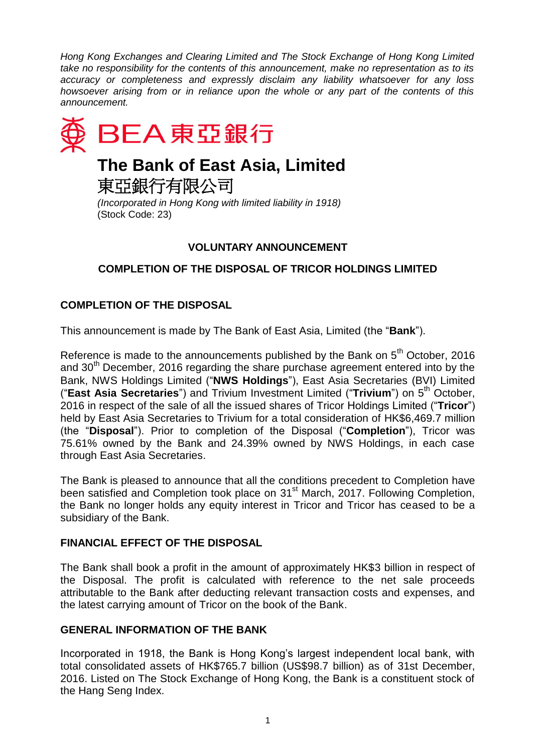*Hong Kong Exchanges and Clearing Limited and The Stock Exchange of Hong Kong Limited take no responsibility for the contents of this announcement, make no representation as to its accuracy or completeness and expressly disclaim any liability whatsoever for any loss howsoever arising from or in reliance upon the whole or any part of the contents of this announcement.*

BEA 東亞銀行

# The Bank of East Asia, Limited

# 東亞銀行有限公司

*(Incorporated in Hong Kong with limited liability in 1918)*
(Stock Code: 23)

## VOLUNTARY ANNOUNCEMENT

## COMPLETION OF THE DISPOSAL OF TRICOR HOLDINGS LIMITED

### COMPLETION OF THE DISPOSAL

This announcement is made by The Bank of East Asia, Limited (the "**Bank**").

Reference is made to the announcements published by the Bank on 5th October, 2016 and 30th December, 2016 regarding the share purchase agreement entered into by the Bank, NWS Holdings Limited ("**NWS Holdings**"), East Asia Secretaries (BVI) Limited ("**East Asia Secretaries**") and Trivium Investment Limited ("**Trivium**") on 5th October, 2016 in respect of the sale of all the issued shares of Tricor Holdings Limited ("**Tricor**") held by East Asia Secretaries to Trivium for a total consideration of HK$6,469.7 million (the "**Disposal**"). Prior to completion of the Disposal ("**Completion**"), Tricor was 75.61% owned by the Bank and 24.39% owned by NWS Holdings, in each case through East Asia Secretaries.

The Bank is pleased to announce that all the conditions precedent to Completion have been satisfied and Completion took place on 31st March, 2017. Following Completion, the Bank no longer holds any equity interest in Tricor and Tricor has ceased to be a subsidiary of the Bank.

### FINANCIAL EFFECT OF THE DISPOSAL

The Bank shall book a profit in the amount of approximately HK$3 billion in respect of the Disposal. The profit is calculated with reference to the net sale proceeds attributable to the Bank after deducting relevant transaction costs and expenses, and the latest carrying amount of Tricor on the book of the Bank.

### GENERAL INFORMATION OF THE BANK

Incorporated in 1918, the Bank is Hong Kong's largest independent local bank, with total consolidated assets of HK$765.7 billion (US$98.7 billion) as of 31st December, 2016. Listed on The Stock Exchange of Hong Kong, the Bank is a constituent stock of the Hang Seng Index.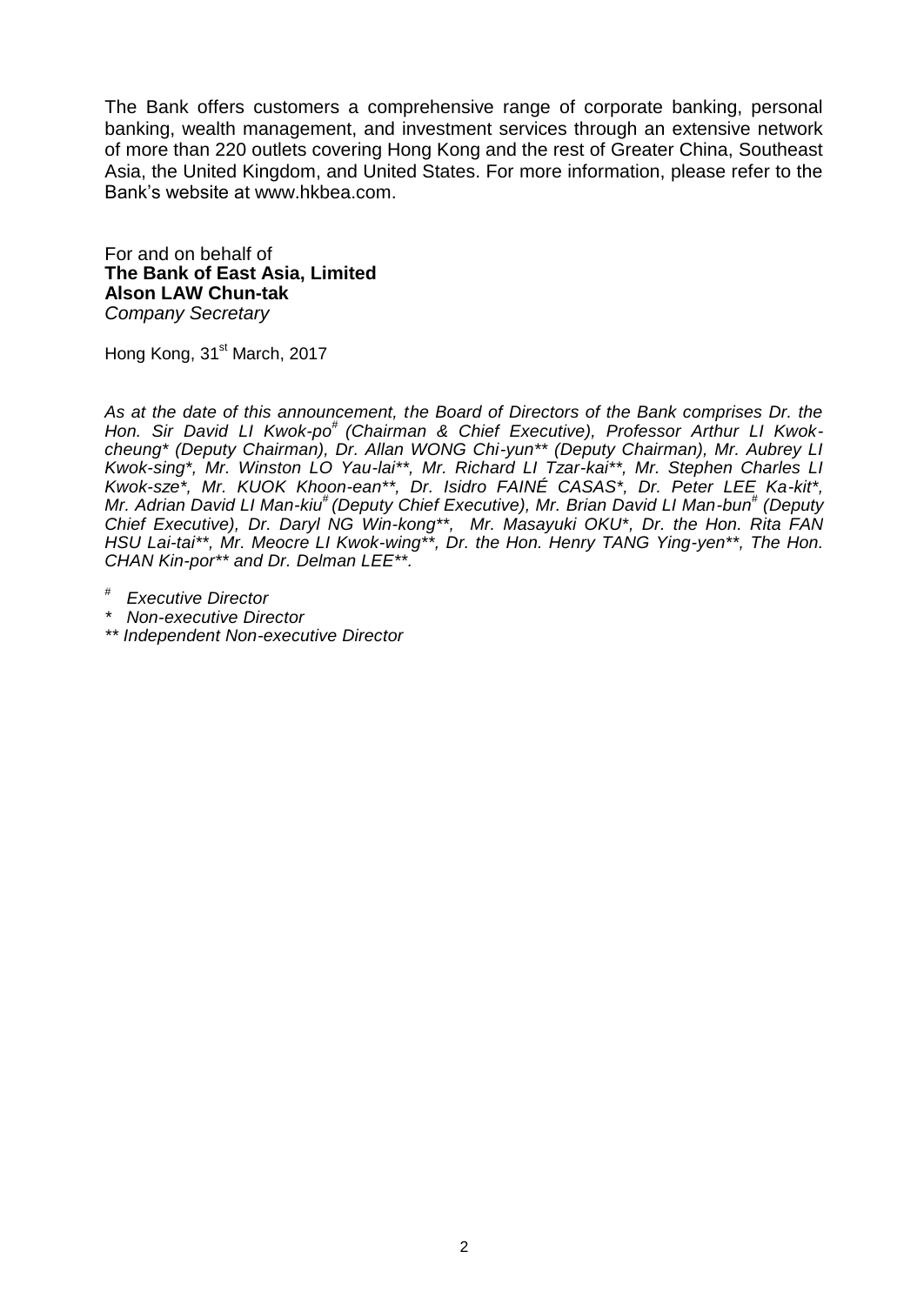The Bank offers customers a comprehensive range of corporate banking, personal banking, wealth management, and investment services through an extensive network of more than 220 outlets covering Hong Kong and the rest of Greater China, Southeast Asia, the United Kingdom, and United States. For more information, please refer to the Bank's website at www.hkbea.com.

For and on behalf of
**The Bank of East Asia, Limited**
**Alson LAW Chun-tak**
*Company Secretary*

Hong Kong, 31st March, 2017

*As at the date of this announcement, the Board of Directors of the Bank comprises Dr. the Hon. Sir David LI Kwok-po# (Chairman & Chief Executive), Professor Arthur LI Kwok-cheung* (Deputy Chairman), Dr. Allan WONG Chi-yun** (Deputy Chairman), Mr. Aubrey LI Kwok-sing*, Mr. Winston LO Yau-lai**, Mr. Richard LI Tzar-kai**, Mr. Stephen Charles LI Kwok-sze*, Mr. KUOK Khoon-ean**, Dr. Isidro FAINÉ CASAS*, Dr. Peter LEE Ka-kit*, Mr. Adrian David LI Man-kiu# (Deputy Chief Executive), Mr. Brian David LI Man-bun# (Deputy Chief Executive), Dr. Daryl NG Win-kong**, Mr. Masayuki OKU*, Dr. the Hon. Rita FAN HSU Lai-tai**, Mr. Meocre LI Kwok-wing**, Dr. the Hon. Henry TANG Ying-yen**, The Hon. CHAN Kin-por** and Dr. Delman LEE**.*

\# *Executive Director*

\* *Non-executive Director*

\** *Independent Non-executive Director*